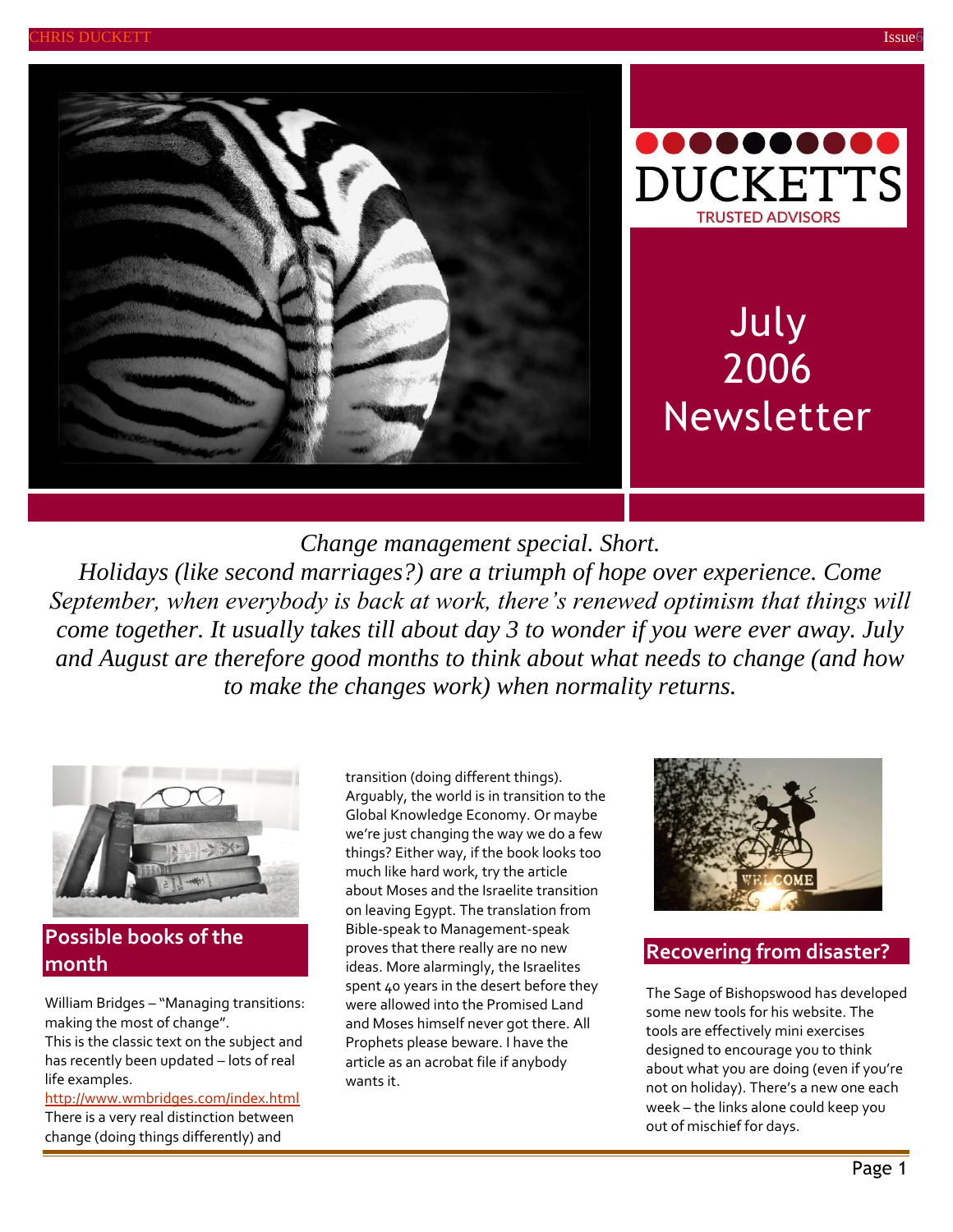DUCKETTS

TRUSTED ADVISORS

# July 2006 Newsletter

*Change management special. Short.*

*Holidays (like second marriages?) are a triumph of hope over experience. Come September, when everybody is back at work, there's renewed optimism that things will come together. It usually takes till about day 3 to wonder if you were ever away. July and August are therefore good months to think about what needs to change (and how to make the changes work) when normality returns.*

## Possible books of the month

William Bridges – "Managing transitions: making the most of change".
This is the classic text on the subject and has recently been updated – lots of real life examples.
http://www.wmbridges.com/index.html
There is a very real distinction between change (doing things differently) and transition (doing different things). Arguably, the world is in transition to the Global Knowledge Economy. Or maybe we're just changing the way we do a few things? Either way, if the book looks too much like hard work, try the article about Moses and the Israelite transition on leaving Egypt. The translation from Bible-speak to Management-speak proves that there really are no new ideas. More alarmingly, the Israelites spent 40 years in the desert before they were allowed into the Promised Land and Moses himself never got there. All Prophets please beware. I have the article as an acrobat file if anybody wants it.

## Recovering from disaster?

The Sage of Bishopswood has developed some new tools for his website. The tools are effectively mini exercises designed to encourage you to think about what you are doing (even if you're not on holiday). There's a new one each week – the links alone could keep you out of mischief for days.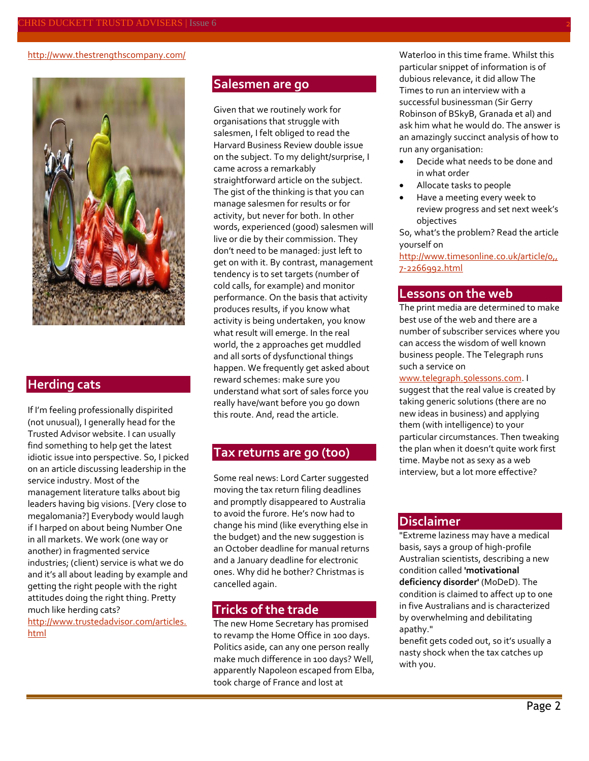http://www.thestrengthscompany.com/

## Herding cats

If I'm feeling professionally dispirited (not unusual), I generally head for the Trusted Advisor website. I can usually find something to help get the latest idiotic issue into perspective. So, I picked on an article discussing leadership in the service industry. Most of the management literature talks about big leaders having big visions. [Very close to megalomania?] Everybody would laugh if I harped on about being Number One in all markets. We work (one way or another) in fragmented service industries; (client) service is what we do and it's all about leading by example and getting the right people with the right attitudes doing the right thing. Pretty much like herding cats? http://www.trustedadvisor.com/articles.html

## Salesmen are go

Given that we routinely work for organisations that struggle with salesmen, I felt obliged to read the Harvard Business Review double issue on the subject. To my delight/surprise, I came across a remarkably straightforward article on the subject. The gist of the thinking is that you can manage salesmen for results or for activity, but never for both. In other words, experienced (good) salesmen will live or die by their commission. They don't need to be managed: just left to get on with it. By contrast, management tendency is to set targets (number of cold calls, for example) and monitor performance. On the basis that activity produces results, if you know what activity is being undertaken, you know what result will emerge. In the real world, the 2 approaches get muddled and all sorts of dysfunctional things happen. We frequently get asked about reward schemes: make sure you understand what sort of sales force you really have/want before you go down this route. And, read the article.

## Tax returns are go (too)

Some real news: Lord Carter suggested moving the tax return filing deadlines and promptly disappeared to Australia to avoid the furore. He's now had to change his mind (like everything else in the budget) and the new suggestion is an October deadline for manual returns and a January deadline for electronic ones. Why did he bother? Christmas is cancelled again.

## Tricks of the trade

The new Home Secretary has promised to revamp the Home Office in 100 days. Politics aside, can any one person really make much difference in 100 days? Well, apparently Napoleon escaped from Elba, took charge of France and lost at Waterloo in this time frame. Whilst this particular snippet of information is of dubious relevance, it did allow The Times to run an interview with a successful businessman (Sir Gerry Robinson of BSkyB, Granada et al) and ask him what he would do. The answer is an amazingly succinct analysis of how to run any organisation:

- Decide what needs to be done and in what order
- Allocate tasks to people
- Have a meeting every week to review progress and set next week's objectives

So, what's the problem? Read the article yourself on http://www.timesonline.co.uk/article/0,,7-2266992.html

## Lessons on the web

The print media are determined to make best use of the web and there are a number of subscriber services where you can access the wisdom of well known business people. The Telegraph runs such a service on www.telegraph.50lessons.com. I suggest that the real value is created by taking generic solutions (there are no new ideas in business) and applying them (with intelligence) to your particular circumstances. Then tweaking the plan when it doesn't quite work first time. Maybe not as sexy as a web interview, but a lot more effective?

## Disclaimer

"Extreme laziness may have a medical basis, says a group of high-profile Australian scientists, describing a new condition called **'motivational deficiency disorder'** (MoDeD). The condition is claimed to affect up to one in five Australians and is characterized by overwhelming and debilitating apathy."

benefit gets coded out, so it's usually a nasty shock when the tax catches up with you.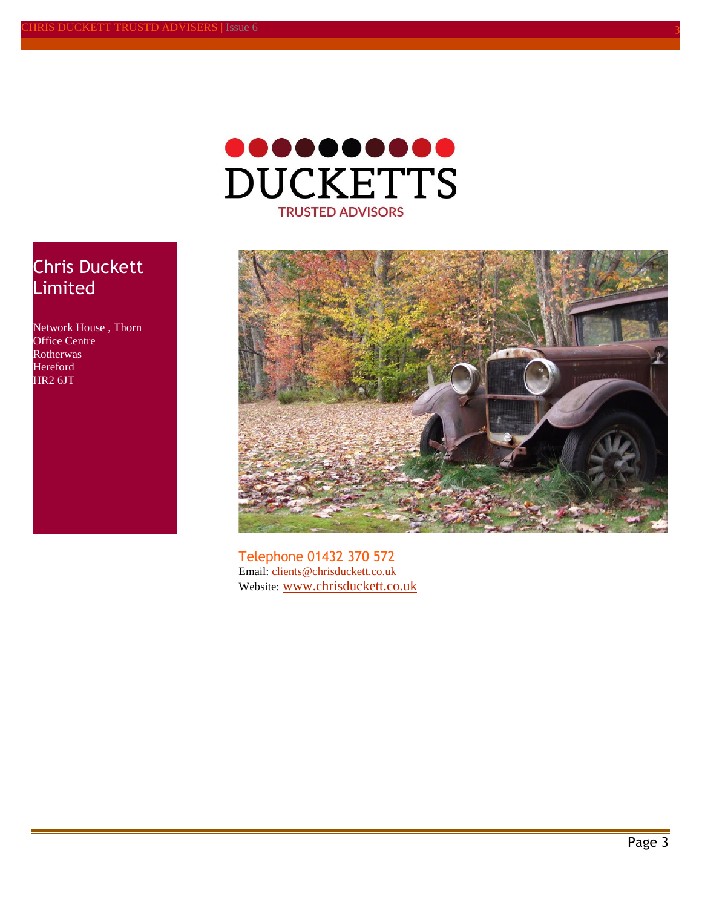DUCKETTS

TRUSTED ADVISORS

## Chris Duckett Limited

Network House , Thorn Office Centre
Rotherwas
Hereford
HR2 6JT

Telephone 01432 370 572
Email: clients@chrisduckett.co.uk
Website: www.chrisduckett.co.uk